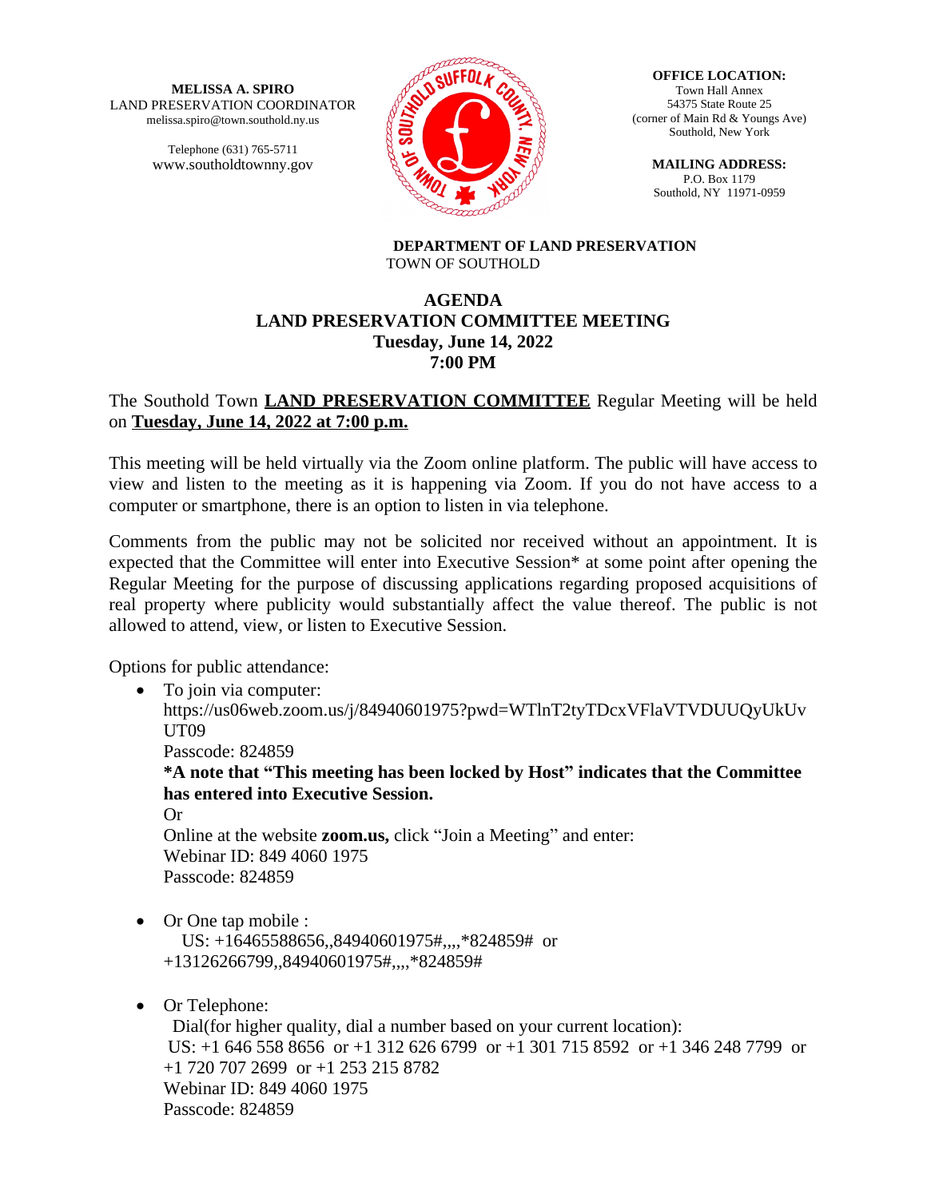**MELISSA A. SPIRO**
LAND PRESERVATION COORDINATOR
melissa.spiro@town.southold.ny.us

Telephone (631) 765-5711
www.southoldtownny.gov

**OFFICE LOCATION:**
Town Hall Annex
54375 State Route 25
(corner of Main Rd & Youngs Ave)
Southold, New York

**MAILING ADDRESS:**
P.O. Box 1179
Southold, NY 11971-0959

**DEPARTMENT OF LAND PRESERVATION**
TOWN OF SOUTHOLD

# AGENDA
## LAND PRESERVATION COMMITTEE MEETING
## Tuesday, June 14, 2022
## 7:00 PM

The Southold Town **LAND PRESERVATION COMMITTEE** Regular Meeting will be held on **Tuesday, June 14, 2022 at 7:00 p.m.**

This meeting will be held virtually via the Zoom online platform. The public will have access to view and listen to the meeting as it is happening via Zoom. If you do not have access to a computer or smartphone, there is an option to listen in via telephone.

Comments from the public may not be solicited nor received without an appointment. It is expected that the Committee will enter into Executive Session* at some point after opening the Regular Meeting for the purpose of discussing applications regarding proposed acquisitions of real property where publicity would substantially affect the value thereof. The public is not allowed to attend, view, or listen to Executive Session.

Options for public attendance:

- To join via computer:
  https://us06web.zoom.us/j/84940601975?pwd=WTlnT2tyTDcxVFlaVTVDUUQyUkUvUT09
  Passcode: 824859
  **\*A note that "This meeting has been locked by Host" indicates that the Committee has entered into Executive Session.**
  Or
  Online at the website **zoom.us,** click "Join a Meeting" and enter:
  Webinar ID: 849 4060 1975
  Passcode: 824859

- Or One tap mobile :
  US: +16465588656,,84940601975#,,,,*824859# or
  +13126266799,,84940601975#,,,,*824859#

- Or Telephone:
  Dial(for higher quality, dial a number based on your current location):
  US: +1 646 558 8656 or +1 312 626 6799 or +1 301 715 8592 or +1 346 248 7799 or
  +1 720 707 2699 or +1 253 215 8782
  Webinar ID: 849 4060 1975
  Passcode: 824859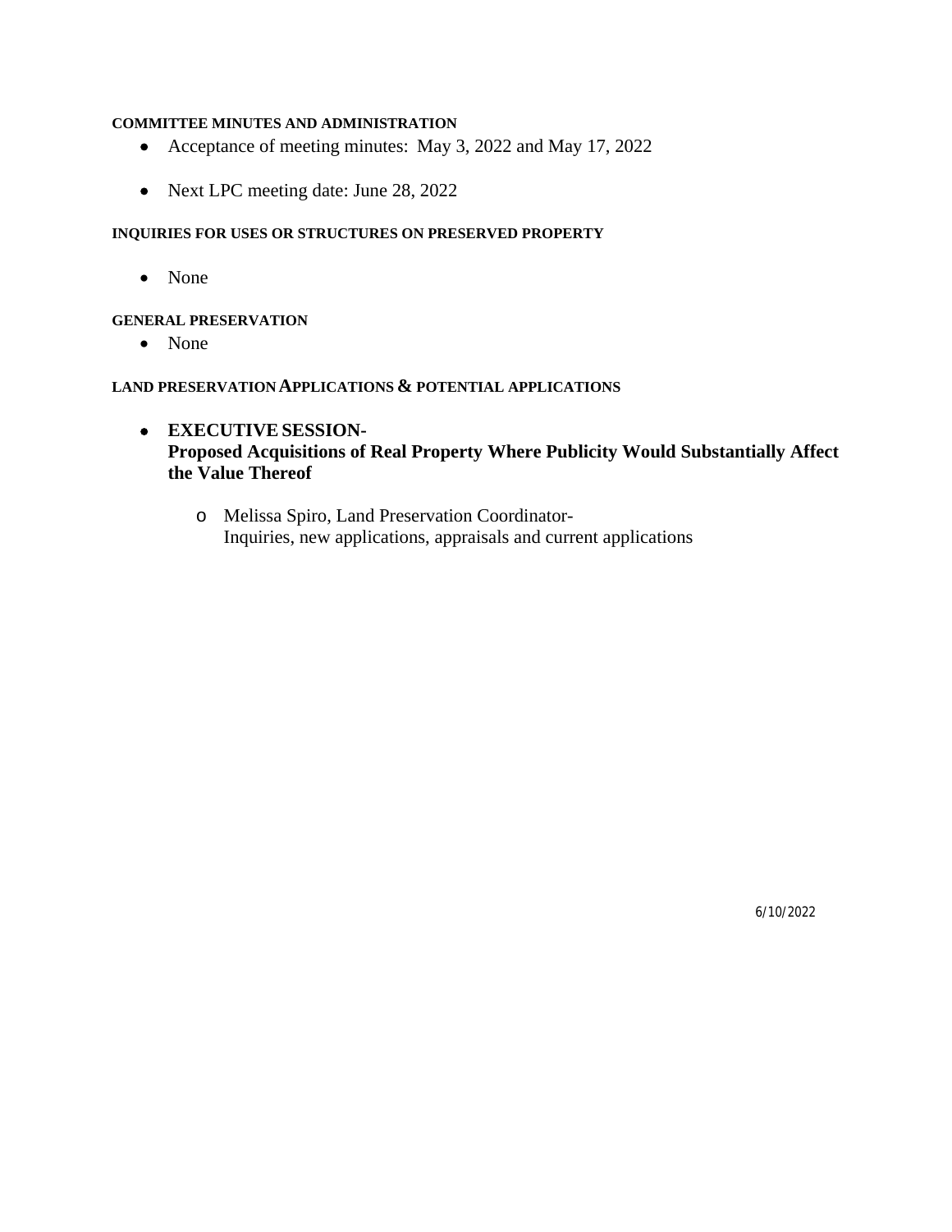#### COMMITTEE MINUTES AND ADMINISTRATION

- Acceptance of meeting minutes: May 3, 2022 and May 17, 2022
- Next LPC meeting date: June 28, 2022

#### INQUIRIES FOR USES OR STRUCTURES ON PRESERVED PROPERTY

- None

#### GENERAL PRESERVATION

- None

#### LAND PRESERVATION APPLICATIONS & POTENTIAL APPLICATIONS

- **EXECUTIVE SESSION-**
  **Proposed Acquisitions of Real Property Where Publicity Would Substantially Affect the Value Thereof**
  - Melissa Spiro, Land Preservation Coordinator-
    Inquiries, new applications, appraisals and current applications

6/10/2022